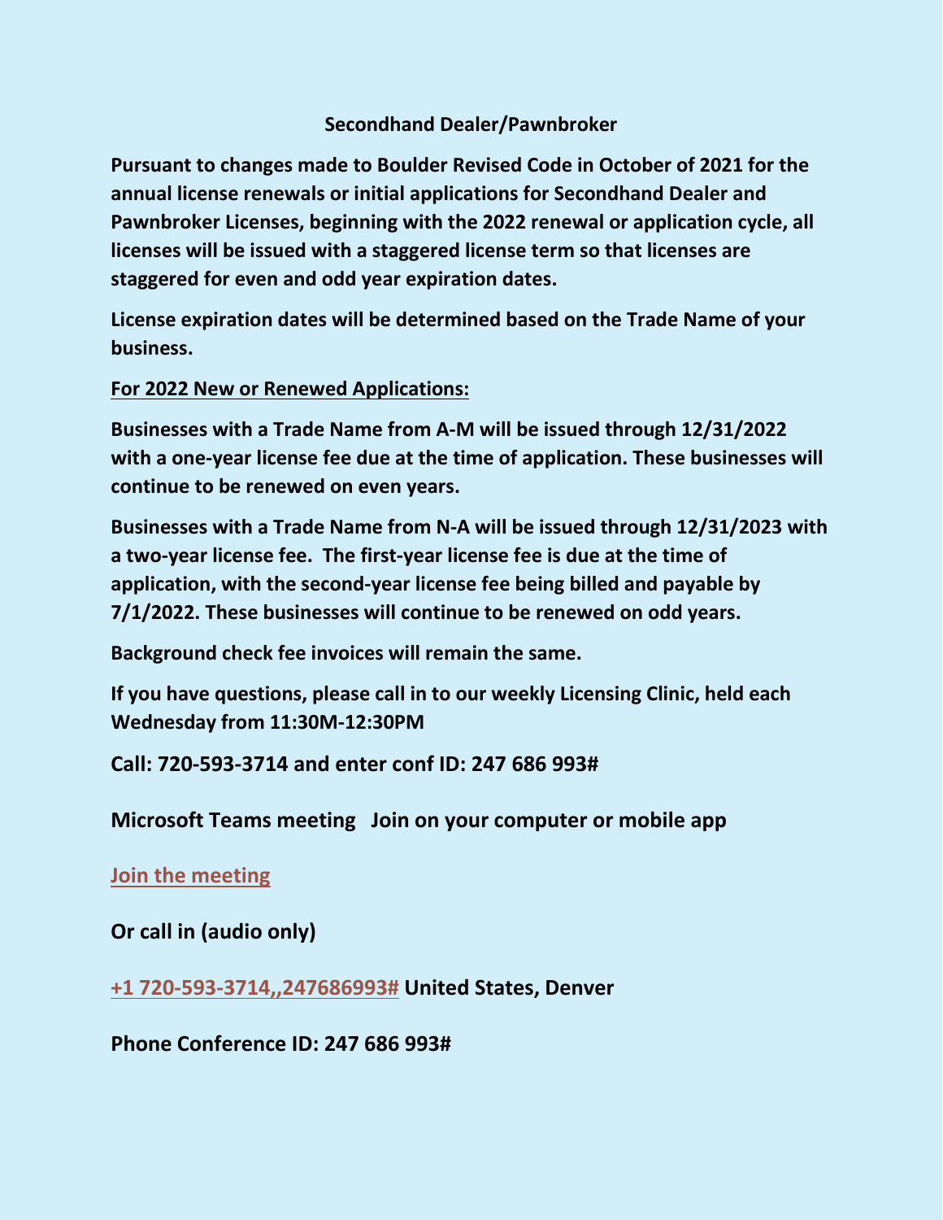## Secondhand Dealer/Pawnbroker

**Pursuant to changes made to Boulder Revised Code in October of 2021 for the annual license renewals or initial applications for Secondhand Dealer and Pawnbroker Licenses, beginning with the 2022 renewal or application cycle, all licenses will be issued with a staggered license term so that licenses are staggered for even and odd year expiration dates.**

**License expiration dates will be determined based on the Trade Name of your business.**

**<u>For 2022 New or Renewed Applications:</u>**

**Businesses with a Trade Name from A-M will be issued through 12/31/2022 with a one-year license fee due at the time of application. These businesses will continue to be renewed on even years.**

**Businesses with a Trade Name from N-A will be issued through 12/31/2023 with a two-year license fee. The first-year license fee is due at the time of application, with the second-year license fee being billed and payable by 7/1/2022. These businesses will continue to be renewed on odd years.**

**Background check fee invoices will remain the same.**

**If you have questions, please call in to our weekly Licensing Clinic, held each Wednesday from 11:30M-12:30PM**

**Call: 720-593-3714 and enter conf ID: 247 686 993#**

**Microsoft Teams meeting Join on your computer or mobile app**

**[Join the meeting]**

**Or call in (audio only)**

**+1 720-593-3714,,247686993# United States, Denver**

**Phone Conference ID: 247 686 993#**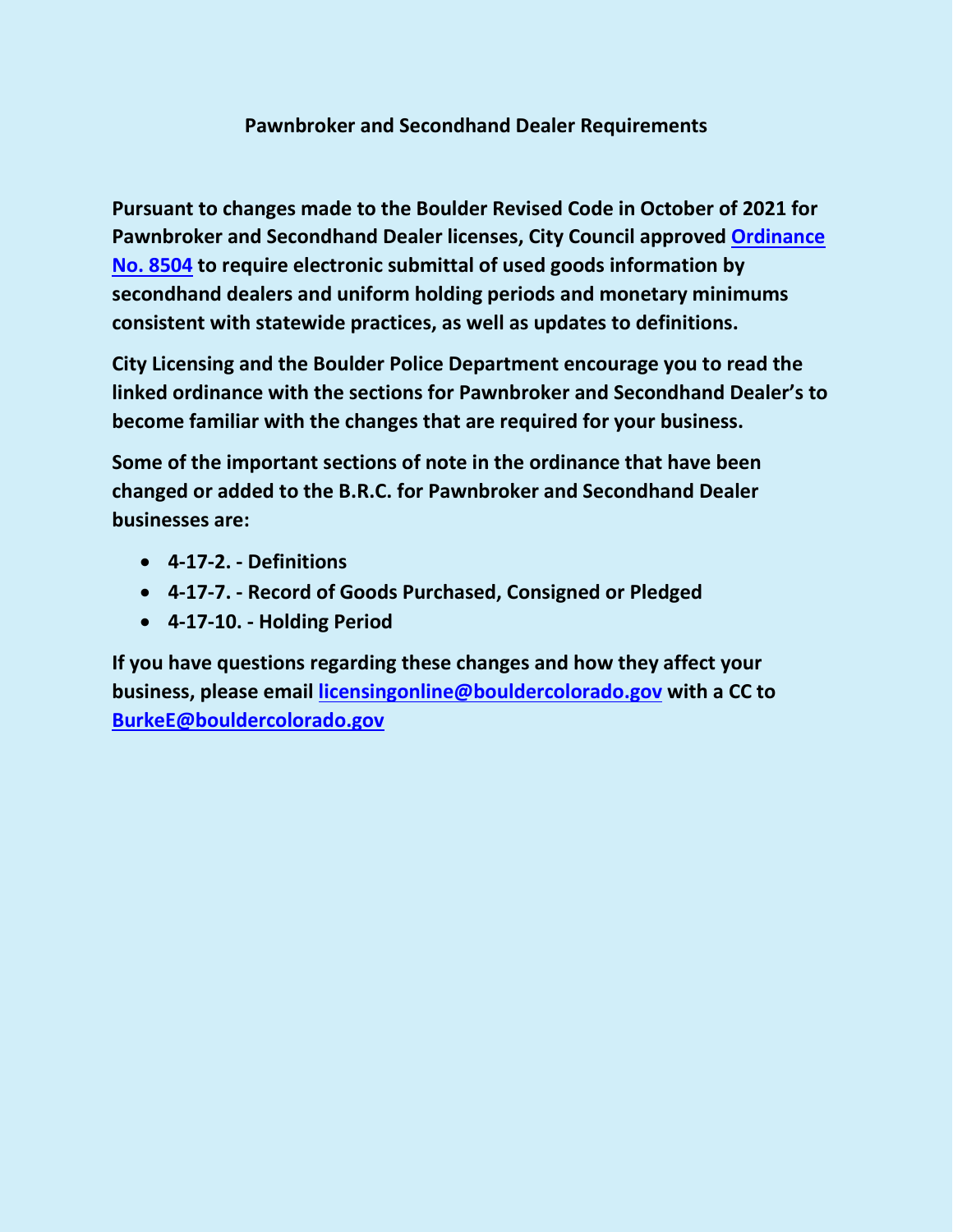## Pawnbroker and Secondhand Dealer Requirements

**Pursuant to changes made to the Boulder Revised Code in October of 2021 for Pawnbroker and Secondhand Dealer licenses, City Council approved [Ordinance No. 8504]() to require electronic submittal of used goods information by secondhand dealers and uniform holding periods and monetary minimums consistent with statewide practices, as well as updates to definitions.**

**City Licensing and the Boulder Police Department encourage you to read the linked ordinance with the sections for Pawnbroker and Secondhand Dealer's to become familiar with the changes that are required for your business.**

**Some of the important sections of note in the ordinance that have been changed or added to the B.R.C. for Pawnbroker and Secondhand Dealer businesses are:**

- **4-17-2. - Definitions**
- **4-17-7. - Record of Goods Purchased, Consigned or Pledged**
- **4-17-10. - Holding Period**

**If you have questions regarding these changes and how they affect your business, please email licensingonline@bouldercolorado.gov with a CC to BurkeE@bouldercolorado.gov**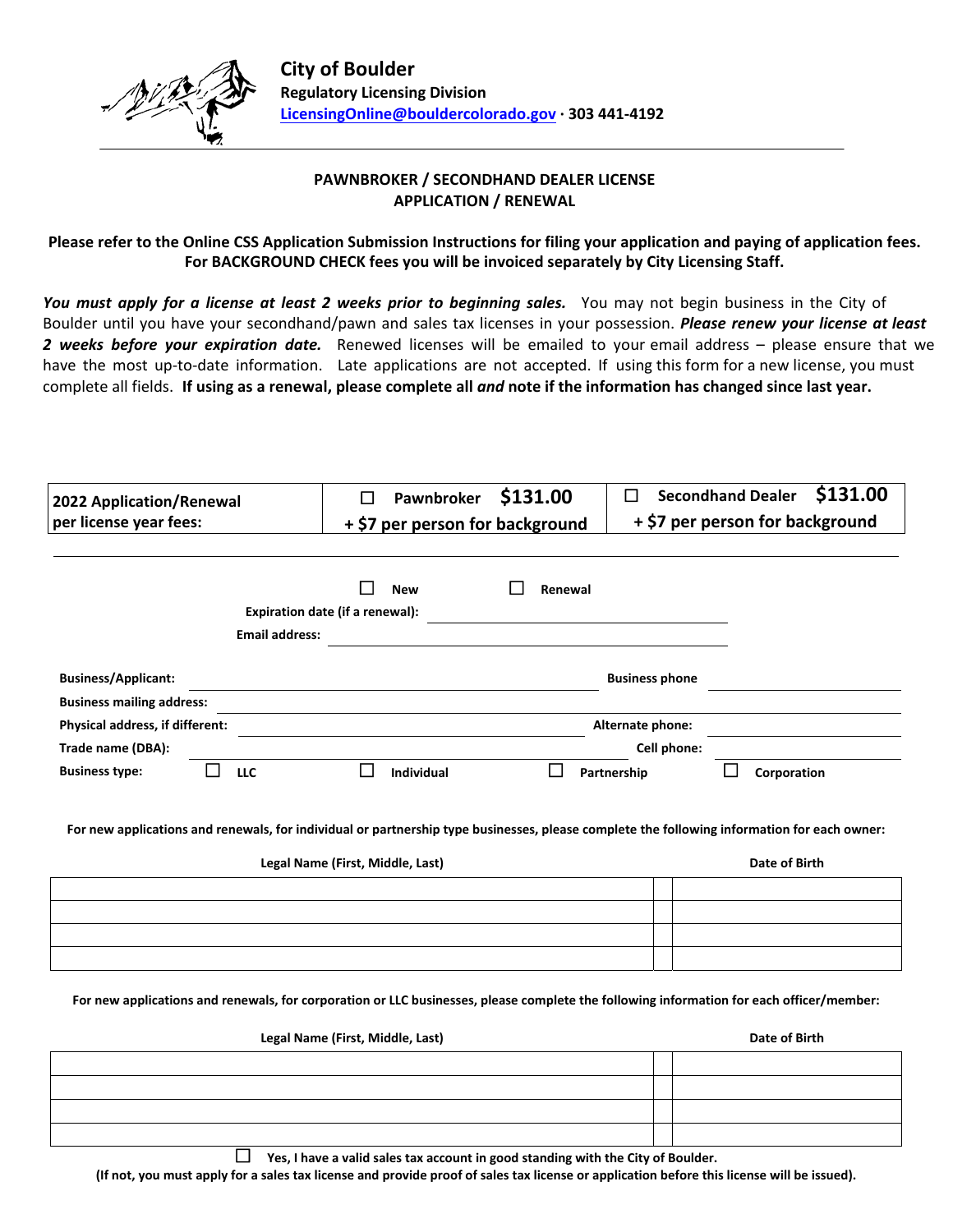# City of Boulder

**Regulatory Licensing Division**
**LicensingOnline@bouldercolorado.gov · 303 441-4192**

## PAWNBROKER / SECONDHAND DEALER LICENSE
## APPLICATION / RENEWAL

**Please refer to the Online CSS Application Submission Instructions for filing your application and paying of application fees. For BACKGROUND CHECK fees you will be invoiced separately by City Licensing Staff.**

***You must apply for a license at least 2 weeks prior to beginning sales.*** You may not begin business in the City of Boulder until you have your secondhand/pawn and sales tax licenses in your possession. ***Please renew your license at least 2 weeks before your expiration date.*** Renewed licenses will be emailed to your email address – please ensure that we have the most up-to-date information. Late applications are not accepted. If using this form for a new license, you must complete all fields. **If using as a renewal, please complete all *and* note if the information has changed since last year.**

| **2022 Application/Renewal per license year fees:** | ☐ **Pawnbroker $131.00 + $7 per person for background** | ☐ **Secondhand Dealer $131.00 + $7 per person for background** |
|---|---|---|

☐ **New** ☐ **Renewal**

**Expiration date (if a renewal):** ______________________

**Email address:** ______________________

**Business/Applicant:** ______________________ **Business phone** ______________________

**Business mailing address:** ______________________

**Physical address, if different:** ______________________ **Alternate phone:** ______________________

**Trade name (DBA):** ______________________ **Cell phone:** ______________________

**Business type:** ☐ **LLC** ☐ **Individual** ☐ **Partnership** ☐ **Corporation**

**For new applications and renewals, for individual or partnership type businesses, please complete the following information for each owner:**

| Legal Name (First, Middle, Last) | | Date of Birth |
|---|---|---|
| | | |
| | | |
| | | |
| | | |

**For new applications and renewals, for corporation or LLC businesses, please complete the following information for each officer/member:**

| Legal Name (First, Middle, Last) | | Date of Birth |
|---|---|---|
| | | |
| | | |
| | | |
| | | |

☐ **Yes, I have a valid sales tax account in good standing with the City of Boulder.**
**(If not, you must apply for a sales tax license and provide proof of sales tax license or application before this license will be issued).**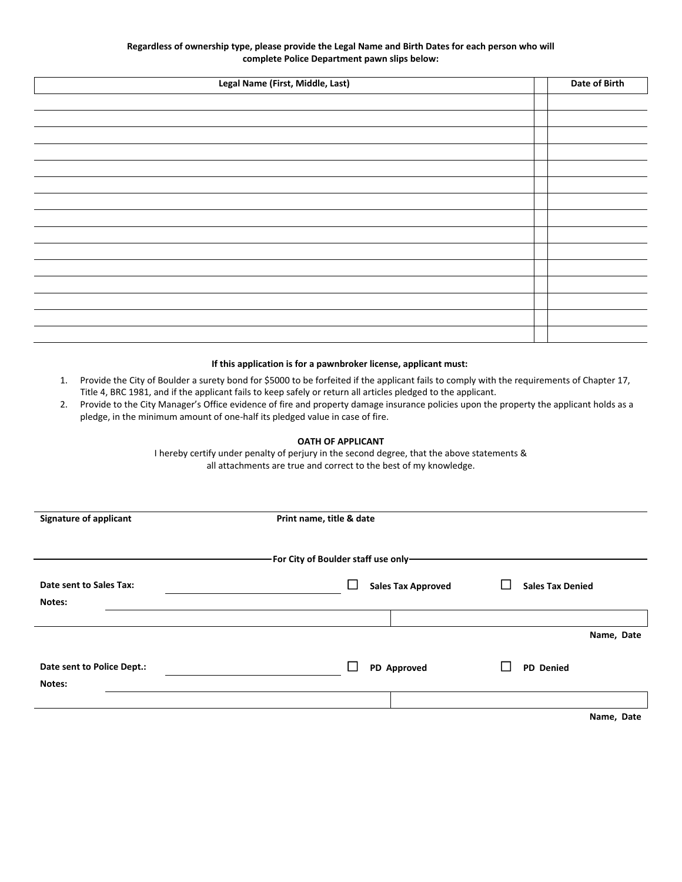**Regardless of ownership type, please provide the Legal Name and Birth Dates for each person who will complete Police Department pawn slips below:**

| Legal Name (First, Middle, Last) | | Date of Birth |
|---|---|---|
| | | |
| | | |
| | | |
| | | |
| | | |
| | | |
| | | |
| | | |
| | | |
| | | |
| | | |
| | | |
| | | |
| | | |
| | | |

**If this application is for a pawnbroker license, applicant must:**

1. Provide the City of Boulder a surety bond for $5000 to be forfeited if the applicant fails to comply with the requirements of Chapter 17, Title 4, BRC 1981, and if the applicant fails to keep safely or return all articles pledged to the applicant.
2. Provide to the City Manager's Office evidence of fire and property damage insurance policies upon the property the applicant holds as a pledge, in the minimum amount of one-half its pledged value in case of fire.

**OATH OF APPLICANT**

I hereby certify under penalty of perjury in the second degree, that the above statements & all attachments are true and correct to the best of my knowledge.

**Signature of applicant** **Print name, title & date**

**For City of Boulder staff use only**

**Date sent to Sales Tax:** ______________ ☐ **Sales Tax Approved** ☐ **Sales Tax Denied**

**Notes:**

**Name, Date**

**Date sent to Police Dept.:** ______________ ☐ **PD Approved** ☐ **PD Denied**

**Notes:**

**Name, Date**